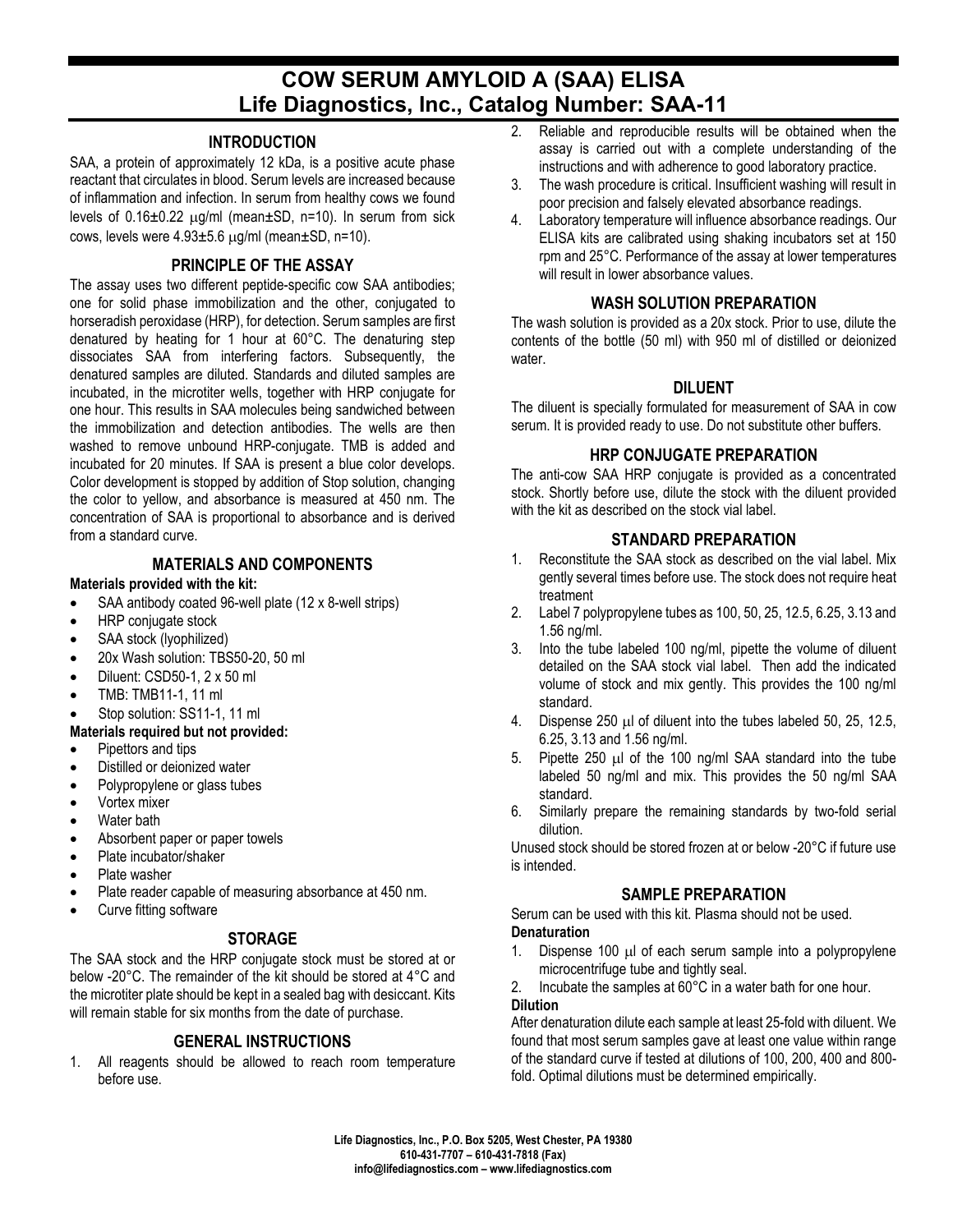# COW SERUM AMYLOID A (SAA) ELISA
# Life Diagnostics, Inc., Catalog Number: SAA-11

## INTRODUCTION

SAA, a protein of approximately 12 kDa, is a positive acute phase reactant that circulates in blood. Serum levels are increased because of inflammation and infection. In serum from healthy cows we found levels of 0.16±0.22 μg/ml (mean±SD, n=10). In serum from sick cows, levels were 4.93±5.6 μg/ml (mean±SD, n=10).

## PRINCIPLE OF THE ASSAY

The assay uses two different peptide-specific cow SAA antibodies; one for solid phase immobilization and the other, conjugated to horseradish peroxidase (HRP), for detection. Serum samples are first denatured by heating for 1 hour at 60°C. The denaturing step dissociates SAA from interfering factors. Subsequently, the denatured samples are diluted. Standards and diluted samples are incubated, in the microtiter wells, together with HRP conjugate for one hour. This results in SAA molecules being sandwiched between the immobilization and detection antibodies. The wells are then washed to remove unbound HRP-conjugate. TMB is added and incubated for 20 minutes. If SAA is present a blue color develops. Color development is stopped by addition of Stop solution, changing the color to yellow, and absorbance is measured at 450 nm. The concentration of SAA is proportional to absorbance and is derived from a standard curve.

## MATERIALS AND COMPONENTS

**Materials provided with the kit:**

- SAA antibody coated 96-well plate (12 x 8-well strips)
- HRP conjugate stock
- SAA stock (lyophilized)
- 20x Wash solution: TBS50-20, 50 ml
- Diluent: CSD50-1, 2 x 50 ml
- TMB: TMB11-1, 11 ml
- Stop solution: SS11-1, 11 ml

**Materials required but not provided:**

- Pipettors and tips
- Distilled or deionized water
- Polypropylene or glass tubes
- Vortex mixer
- Water bath
- Absorbent paper or paper towels
- Plate incubator/shaker
- Plate washer
- Plate reader capable of measuring absorbance at 450 nm.
- Curve fitting software

## STORAGE

The SAA stock and the HRP conjugate stock must be stored at or below -20°C. The remainder of the kit should be stored at 4°C and the microtiter plate should be kept in a sealed bag with desiccant. Kits will remain stable for six months from the date of purchase.

## GENERAL INSTRUCTIONS

1. All reagents should be allowed to reach room temperature before use.
2. Reliable and reproducible results will be obtained when the assay is carried out with a complete understanding of the instructions and with adherence to good laboratory practice.
3. The wash procedure is critical. Insufficient washing will result in poor precision and falsely elevated absorbance readings.
4. Laboratory temperature will influence absorbance readings. Our ELISA kits are calibrated using shaking incubators set at 150 rpm and 25°C. Performance of the assay at lower temperatures will result in lower absorbance values.

## WASH SOLUTION PREPARATION

The wash solution is provided as a 20x stock. Prior to use, dilute the contents of the bottle (50 ml) with 950 ml of distilled or deionized water.

## DILUENT

The diluent is specially formulated for measurement of SAA in cow serum. It is provided ready to use. Do not substitute other buffers.

## HRP CONJUGATE PREPARATION

The anti-cow SAA HRP conjugate is provided as a concentrated stock. Shortly before use, dilute the stock with the diluent provided with the kit as described on the stock vial label.

## STANDARD PREPARATION

1. Reconstitute the SAA stock as described on the vial label. Mix gently several times before use. The stock does not require heat treatment
2. Label 7 polypropylene tubes as 100, 50, 25, 12.5, 6.25, 3.13 and 1.56 ng/ml.
3. Into the tube labeled 100 ng/ml, pipette the volume of diluent detailed on the SAA stock vial label. Then add the indicated volume of stock and mix gently. This provides the 100 ng/ml standard.
4. Dispense 250 μl of diluent into the tubes labeled 50, 25, 12.5, 6.25, 3.13 and 1.56 ng/ml.
5. Pipette 250 μl of the 100 ng/ml SAA standard into the tube labeled 50 ng/ml and mix. This provides the 50 ng/ml SAA standard.
6. Similarly prepare the remaining standards by two-fold serial dilution.

Unused stock should be stored frozen at or below -20°C if future use is intended.

## SAMPLE PREPARATION

Serum can be used with this kit. Plasma should not be used.

**Denaturation**

1. Dispense 100 μl of each serum sample into a polypropylene microcentrifuge tube and tightly seal.
2. Incubate the samples at 60°C in a water bath for one hour.

**Dilution**

After denaturation dilute each sample at least 25-fold with diluent. We found that most serum samples gave at least one value within range of the standard curve if tested at dilutions of 100, 200, 400 and 800-fold. Optimal dilutions must be determined empirically.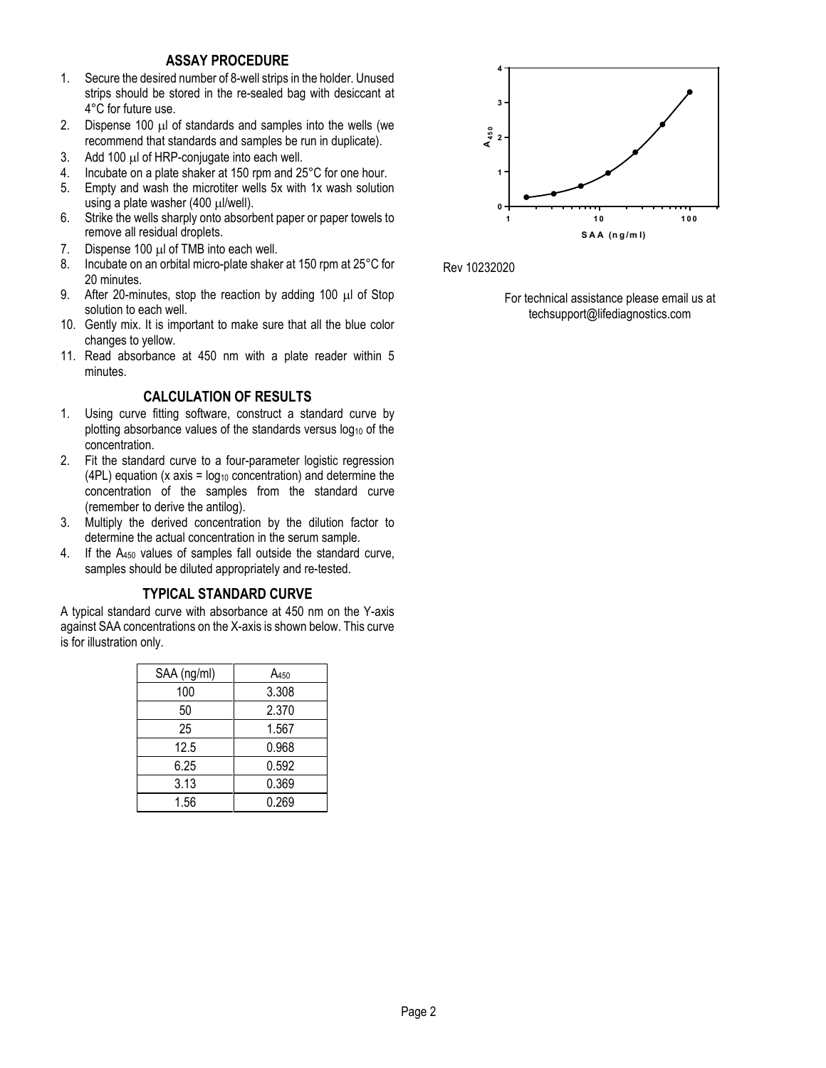## ASSAY PROCEDURE

1. Secure the desired number of 8-well strips in the holder. Unused strips should be stored in the re-sealed bag with desiccant at 4°C for future use.
2. Dispense 100 µl of standards and samples into the wells (we recommend that standards and samples be run in duplicate).
3. Add 100 µl of HRP-conjugate into each well.
4. Incubate on a plate shaker at 150 rpm and 25°C for one hour.
5. Empty and wash the microtiter wells 5x with 1x wash solution using a plate washer (400 µl/well).
6. Strike the wells sharply onto absorbent paper or paper towels to remove all residual droplets.
7. Dispense 100 µl of TMB into each well.
8. Incubate on an orbital micro-plate shaker at 150 rpm at 25°C for 20 minutes.
9. After 20-minutes, stop the reaction by adding 100 µl of Stop solution to each well.
10. Gently mix. It is important to make sure that all the blue color changes to yellow.
11. Read absorbance at 450 nm with a plate reader within 5 minutes.

## CALCULATION OF RESULTS

1. Using curve fitting software, construct a standard curve by plotting absorbance values of the standards versus $\log_{10}$ of the concentration.
2. Fit the standard curve to a four-parameter logistic regression (4PL) equation (x axis = $\log_{10}$ concentration) and determine the concentration of the samples from the standard curve (remember to derive the antilog).
3. Multiply the derived concentration by the dilution factor to determine the actual concentration in the serum sample.
4. If the $A_{450}$ values of samples fall outside the standard curve, samples should be diluted appropriately and re-tested.

## TYPICAL STANDARD CURVE

A typical standard curve with absorbance at 450 nm on the Y-axis against SAA concentrations on the X-axis is shown below. This curve is for illustration only.

| SAA (ng/ml) | $A_{450}$ |
|---|---|
| 100 | 3.308 |
| 50 | 2.370 |
| 25 | 1.567 |
| 12.5 | 0.968 |
| 6.25 | 0.592 |
| 3.13 | 0.369 |
| 1.56 | 0.269 |

4
3
$A_{450}$ 2
1
0
1
10
100
SAA (ng/ml)

Rev 10232020

For technical assistance please email us at techsupport@lifediagnostics.com